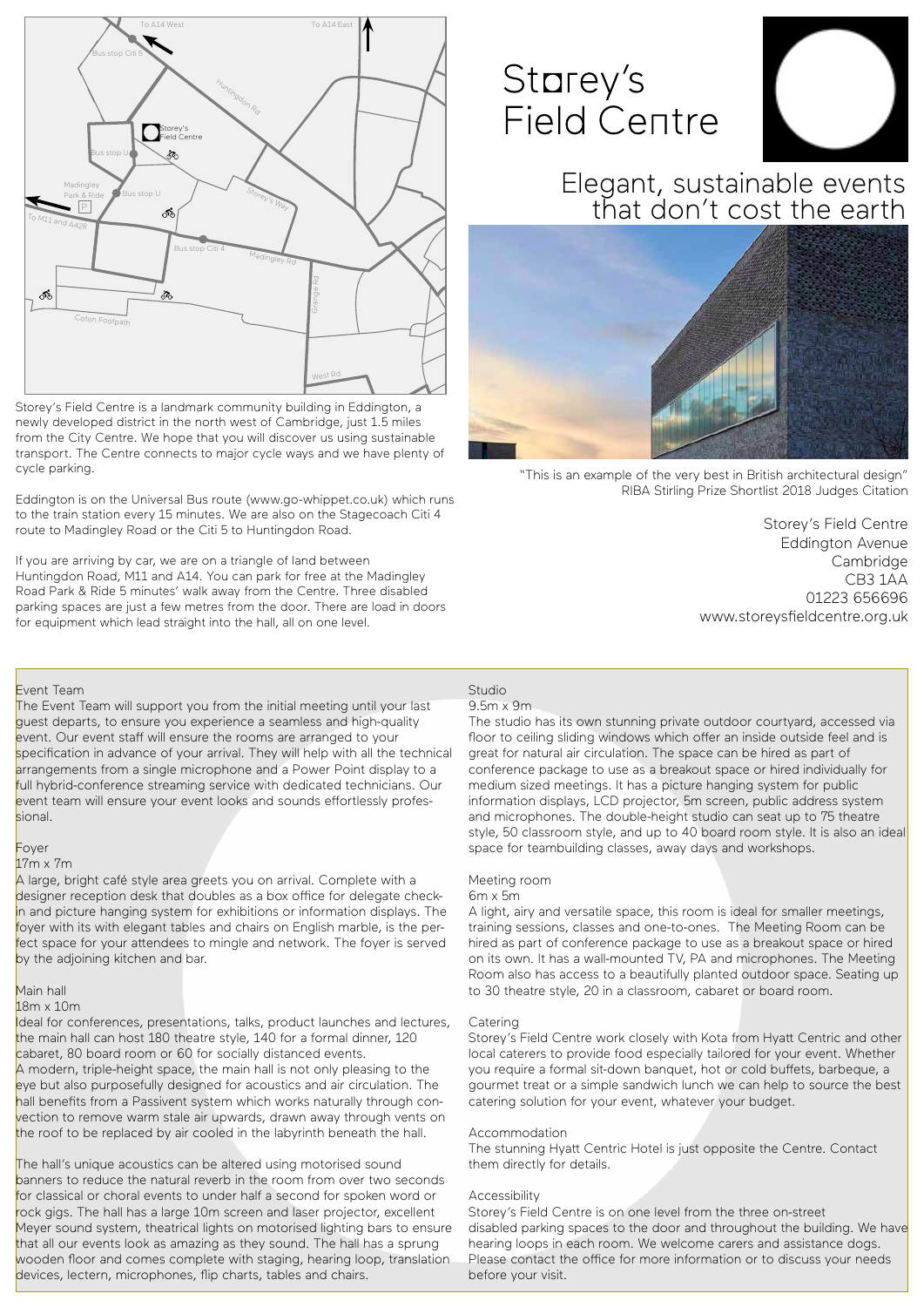# Storey's Field Centre

## Elegant, sustainable events that don't cost the earth

"This is an example of the very best in British architectural design"
RIBA Stirling Prize Shortlist 2018 Judges Citation

Storey's Field Centre
Eddington Avenue
Cambridge
CB3 1AA
01223 656696
www.storeysfieldcentre.org.uk

Storey's Field Centre is a landmark community building in Eddington, a newly developed district in the north west of Cambridge, just 1.5 miles from the City Centre. We hope that you will discover us using sustainable transport. The Centre connects to major cycle ways and we have plenty of cycle parking.

Eddington is on the Universal Bus route (www.go-whippet.co.uk) which runs to the train station every 15 minutes. We are also on the Stagecoach Citi 4 route to Madingley Road or the Citi 5 to Huntingdon Road.

If you are arriving by car, we are on a triangle of land between Huntingdon Road, M11 and A14. You can park for free at the Madingley Road Park & Ride 5 minutes' walk away from the Centre. Three disabled parking spaces are just a few metres from the door. There are load in doors for equipment which lead straight into the hall, all on one level.

### Event Team

The Event Team will support you from the initial meeting until your last guest departs, to ensure you experience a seamless and high-quality event. Our event staff will ensure the rooms are arranged to your specification in advance of your arrival. They will help with all the technical arrangements from a single microphone and a Power Point display to a full hybrid-conference streaming service with dedicated technicians. Our event team will ensure your event looks and sounds effortlessly professional.

### Foyer

17m x 7m

A large, bright café style area greets you on arrival. Complete with a designer reception desk that doubles as a box office for delegate check-in and picture hanging system for exhibitions or information displays. The foyer with its with elegant tables and chairs on English marble, is the perfect space for your attendees to mingle and network. The foyer is served by the adjoining kitchen and bar.

### Main hall

18m x 10m

Ideal for conferences, presentations, talks, product launches and lectures, the main hall can host 180 theatre style, 140 for a formal dinner, 120 cabaret, 80 board room or 60 for socially distanced events.
A modern, triple-height space, the main hall is not only pleasing to the eye but also purposefully designed for acoustics and air circulation. The hall benefits from a Passivent system which works naturally through convection to remove warm stale air upwards, drawn away through vents on the roof to be replaced by air cooled in the labyrinth beneath the hall.

The hall's unique acoustics can be altered using motorised sound banners to reduce the natural reverb in the room from over two seconds for classical or choral events to under half a second for spoken word or rock gigs. The hall has a large 10m screen and laser projector, excellent Meyer sound system, theatrical lights on motorised lighting bars to ensure that all our events look as amazing as they sound. The hall has a sprung wooden floor and comes complete with staging, hearing loop, translation devices, lectern, microphones, flip charts, tables and chairs.

### Studio

9.5m x 9m

The studio has its own stunning private outdoor courtyard, accessed via floor to ceiling sliding windows which offer an inside outside feel and is great for natural air circulation. The space can be hired as part of conference package to use as a breakout space or hired individually for medium sized meetings. It has a picture hanging system for public information displays, LCD projector, 5m screen, public address system and microphones. The double-height studio can seat up to 75 theatre style, 50 classroom style, and up to 40 board room style. It is also an ideal space for teambuilding classes, away days and workshops.

### Meeting room

6m x 5m

A light, airy and versatile space, this room is ideal for smaller meetings, training sessions, classes and one-to-ones. The Meeting Room can be hired as part of conference package to use as a breakout space or hired on its own. It has a wall-mounted TV, PA and microphones. The Meeting Room also has access to a beautifully planted outdoor space. Seating up to 30 theatre style, 20 in a classroom, cabaret or board room.

### Catering

Storey's Field Centre work closely with Kota from Hyatt Centric and other local caterers to provide food especially tailored for your event. Whether you require a formal sit-down banquet, hot or cold buffets, barbeque, a gourmet treat or a simple sandwich lunch we can help to source the best catering solution for your event, whatever your budget.

### Accommodation

The stunning Hyatt Centric Hotel is just opposite the Centre. Contact them directly for details.

### Accessibility

Storey's Field Centre is on one level from the three on-street disabled parking spaces to the door and throughout the building. We have hearing loops in each room. We welcome carers and assistance dogs. Please contact the office for more information or to discuss your needs before your visit.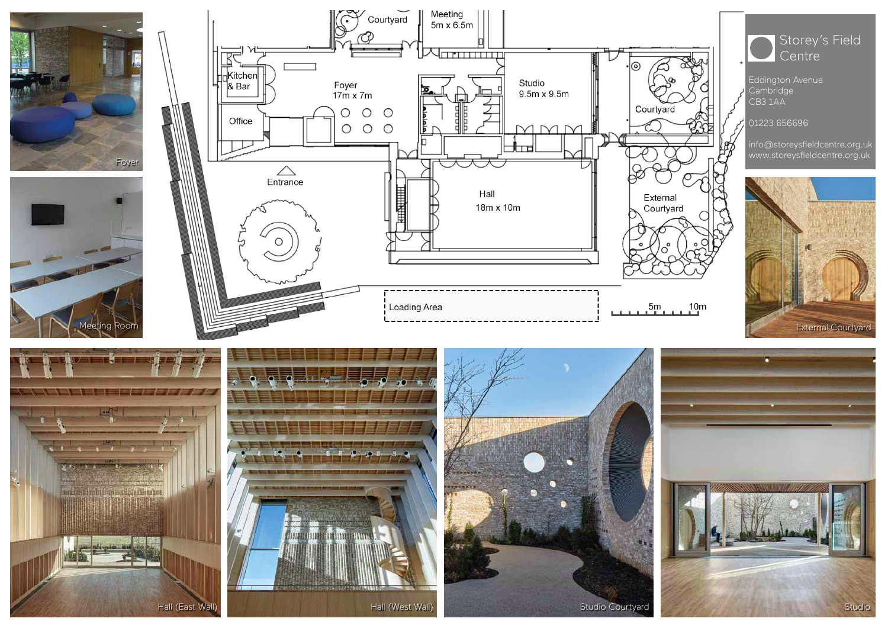# Storey's Field Centre

Eddington Avenue
Cambridge
CB3 1AA

01223 656696

info@storeysfieldcentre.org.uk
www.storeysfieldcentre.org.uk

Courtyard

Meeting
5m x 6.5m

Kitchen & Bar

Foyer
17m x 7m

Office

Studio
9.5m x 9.5m

Courtyard

Entrance

Hall
18m x 10m

External Courtyard

Loading Area

5m 10m

Foyer

Meeting Room

External Courtyard

Hall (East Wall)

Hall (West Wall)

Studio Courtyard

Studio